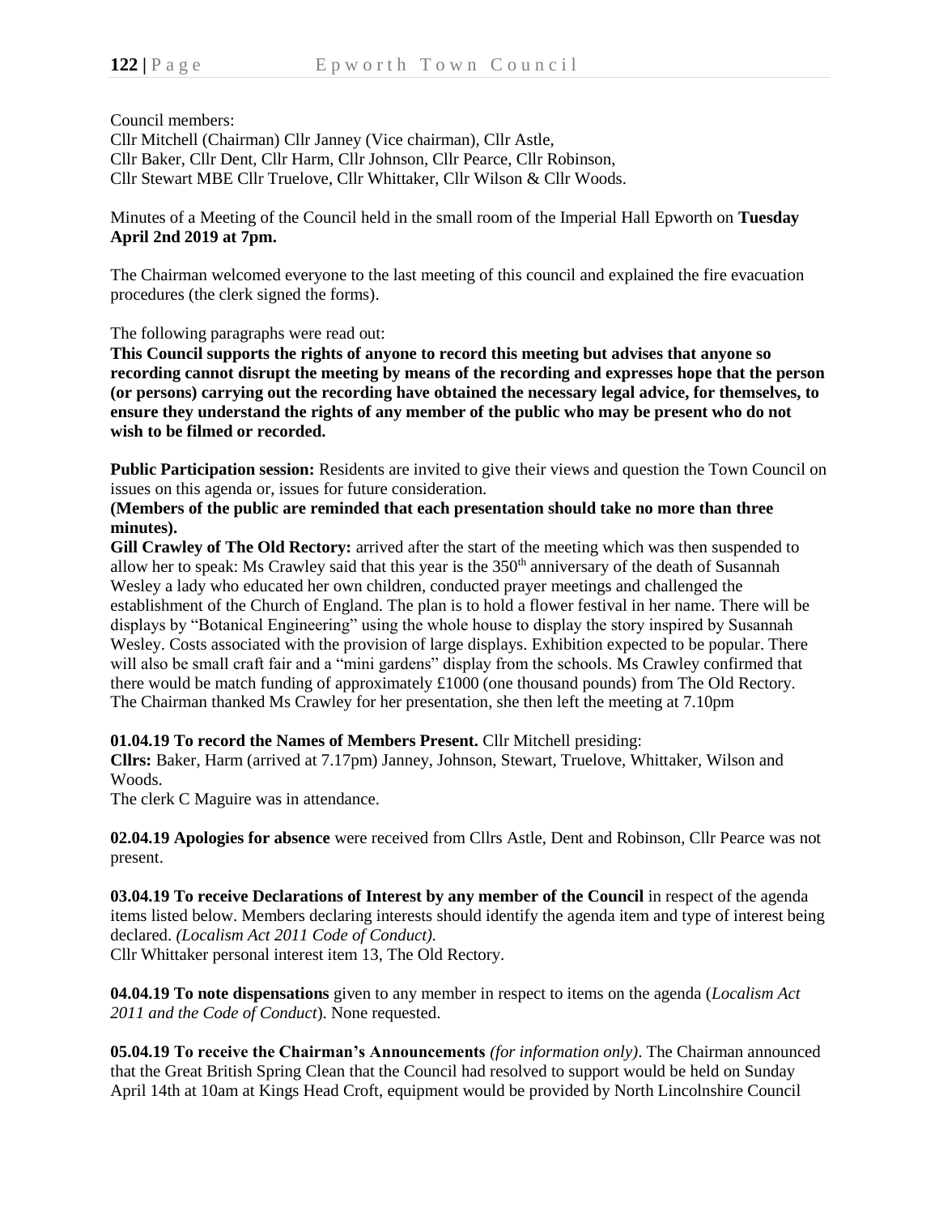Council members:
Cllr Mitchell (Chairman) Cllr Janney (Vice chairman), Cllr Astle,
Cllr Baker, Cllr Dent, Cllr Harm, Cllr Johnson, Cllr Pearce, Cllr Robinson,
Cllr Stewart MBE Cllr Truelove, Cllr Whittaker, Cllr Wilson & Cllr Woods.

Minutes of a Meeting of the Council held in the small room of the Imperial Hall Epworth on **Tuesday April 2nd 2019 at 7pm.**

The Chairman welcomed everyone to the last meeting of this council and explained the fire evacuation procedures (the clerk signed the forms).

The following paragraphs were read out:

**This Council supports the rights of anyone to record this meeting but advises that anyone so recording cannot disrupt the meeting by means of the recording and expresses hope that the person (or persons) carrying out the recording have obtained the necessary legal advice, for themselves, to ensure they understand the rights of any member of the public who may be present who do not wish to be filmed or recorded.**

**Public Participation session:** Residents are invited to give their views and question the Town Council on issues on this agenda or, issues for future consideration.

**(Members of the public are reminded that each presentation should take no more than three minutes).**

**Gill Crawley of The Old Rectory:** arrived after the start of the meeting which was then suspended to allow her to speak: Ms Crawley said that this year is the 350th anniversary of the death of Susannah Wesley a lady who educated her own children, conducted prayer meetings and challenged the establishment of the Church of England. The plan is to hold a flower festival in her name. There will be displays by "Botanical Engineering" using the whole house to display the story inspired by Susannah Wesley. Costs associated with the provision of large displays. Exhibition expected to be popular. There will also be small craft fair and a "mini gardens" display from the schools. Ms Crawley confirmed that there would be match funding of approximately £1000 (one thousand pounds) from The Old Rectory. The Chairman thanked Ms Crawley for her presentation, she then left the meeting at 7.10pm

**01.04.19 To record the Names of Members Present.** Cllr Mitchell presiding:
**Cllrs:** Baker, Harm (arrived at 7.17pm) Janney, Johnson, Stewart, Truelove, Whittaker, Wilson and Woods.
The clerk C Maguire was in attendance.

**02.04.19 Apologies for absence** were received from Cllrs Astle, Dent and Robinson, Cllr Pearce was not present.

**03.04.19 To receive Declarations of Interest by any member of the Council** in respect of the agenda items listed below. Members declaring interests should identify the agenda item and type of interest being declared. *(Localism Act 2011 Code of Conduct).*
Cllr Whittaker personal interest item 13, The Old Rectory.

**04.04.19 To note dispensations** given to any member in respect to items on the agenda (*Localism Act 2011 and the Code of Conduct*). None requested.

**05.04.19 To receive the Chairman's Announcements** *(for information only)*. The Chairman announced that the Great British Spring Clean that the Council had resolved to support would be held on Sunday April 14th at 10am at Kings Head Croft, equipment would be provided by North Lincolnshire Council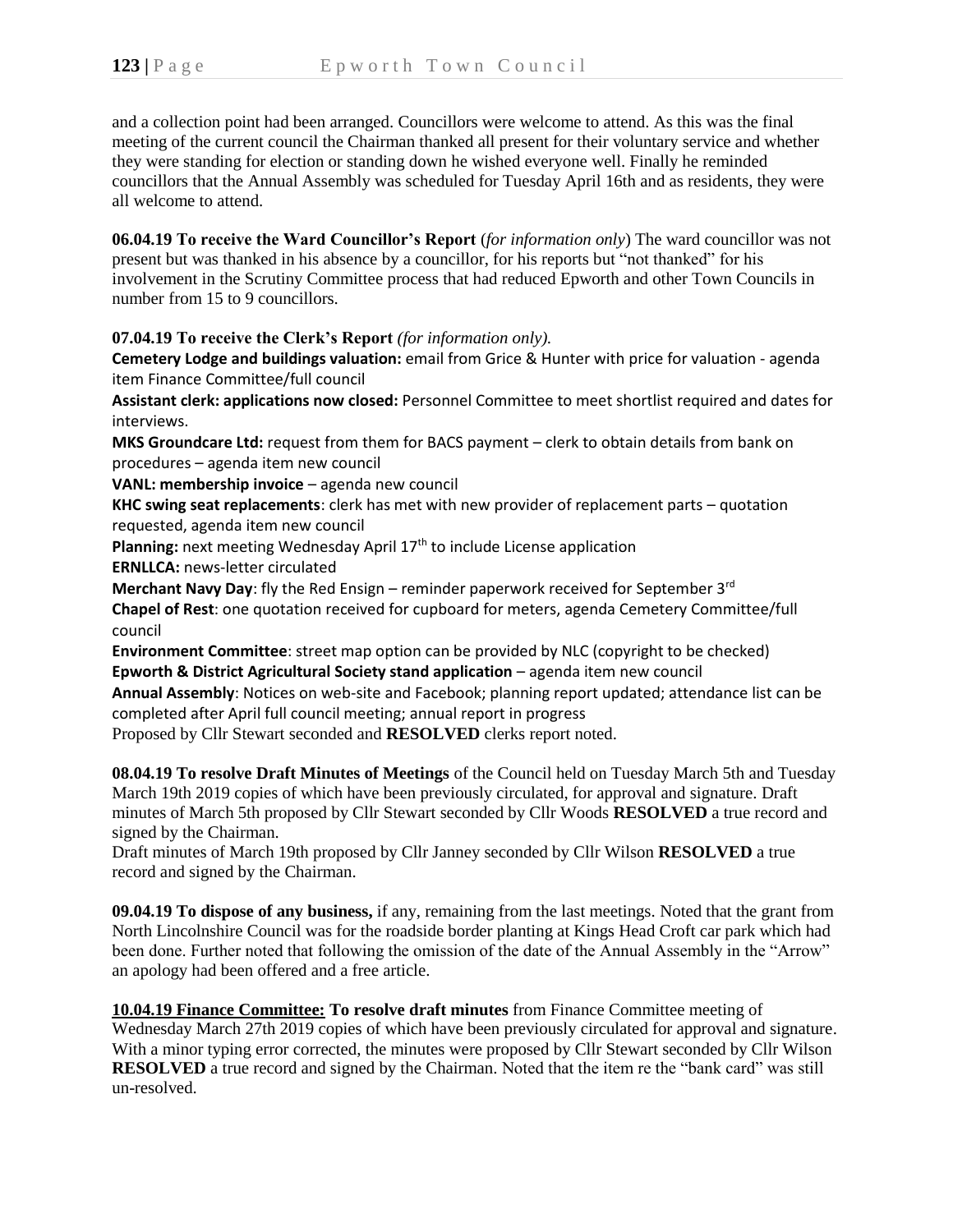and a collection point had been arranged. Councillors were welcome to attend. As this was the final meeting of the current council the Chairman thanked all present for their voluntary service and whether they were standing for election or standing down he wished everyone well. Finally he reminded councillors that the Annual Assembly was scheduled for Tuesday April 16th and as residents, they were all welcome to attend.

**06.04.19 To receive the Ward Councillor's Report** (*for information only*) The ward councillor was not present but was thanked in his absence by a councillor, for his reports but "not thanked" for his involvement in the Scrutiny Committee process that had reduced Epworth and other Town Councils in number from 15 to 9 councillors.

**07.04.19 To receive the Clerk's Report** *(for information only).*

**Cemetery Lodge and buildings valuation:** email from Grice & Hunter with price for valuation - agenda item Finance Committee/full council

**Assistant clerk: applications now closed:** Personnel Committee to meet shortlist required and dates for interviews.

**MKS Groundcare Ltd:** request from them for BACS payment – clerk to obtain details from bank on procedures – agenda item new council

**VANL: membership invoice** – agenda new council

**KHC swing seat replacements**: clerk has met with new provider of replacement parts – quotation requested, agenda item new council

**Planning:** next meeting Wednesday April 17th to include License application

**ERNLLCA:** news-letter circulated

**Merchant Navy Day**: fly the Red Ensign – reminder paperwork received for September 3rd

**Chapel of Rest**: one quotation received for cupboard for meters, agenda Cemetery Committee/full council

**Environment Committee**: street map option can be provided by NLC (copyright to be checked)

**Epworth & District Agricultural Society stand application** – agenda item new council

**Annual Assembly**: Notices on web-site and Facebook; planning report updated; attendance list can be completed after April full council meeting; annual report in progress

Proposed by Cllr Stewart seconded and **RESOLVED** clerks report noted.

**08.04.19 To resolve Draft Minutes of Meetings** of the Council held on Tuesday March 5th and Tuesday March 19th 2019 copies of which have been previously circulated, for approval and signature. Draft minutes of March 5th proposed by Cllr Stewart seconded by Cllr Woods **RESOLVED** a true record and signed by the Chairman.

Draft minutes of March 19th proposed by Cllr Janney seconded by Cllr Wilson **RESOLVED** a true record and signed by the Chairman.

**09.04.19 To dispose of any business,** if any, remaining from the last meetings. Noted that the grant from North Lincolnshire Council was for the roadside border planting at Kings Head Croft car park which had been done. Further noted that following the omission of the date of the Annual Assembly in the "Arrow" an apology had been offered and a free article.

**10.04.19 Finance Committee: To resolve draft minutes** from Finance Committee meeting of Wednesday March 27th 2019 copies of which have been previously circulated for approval and signature. With a minor typing error corrected, the minutes were proposed by Cllr Stewart seconded by Cllr Wilson **RESOLVED** a true record and signed by the Chairman. Noted that the item re the "bank card" was still un-resolved.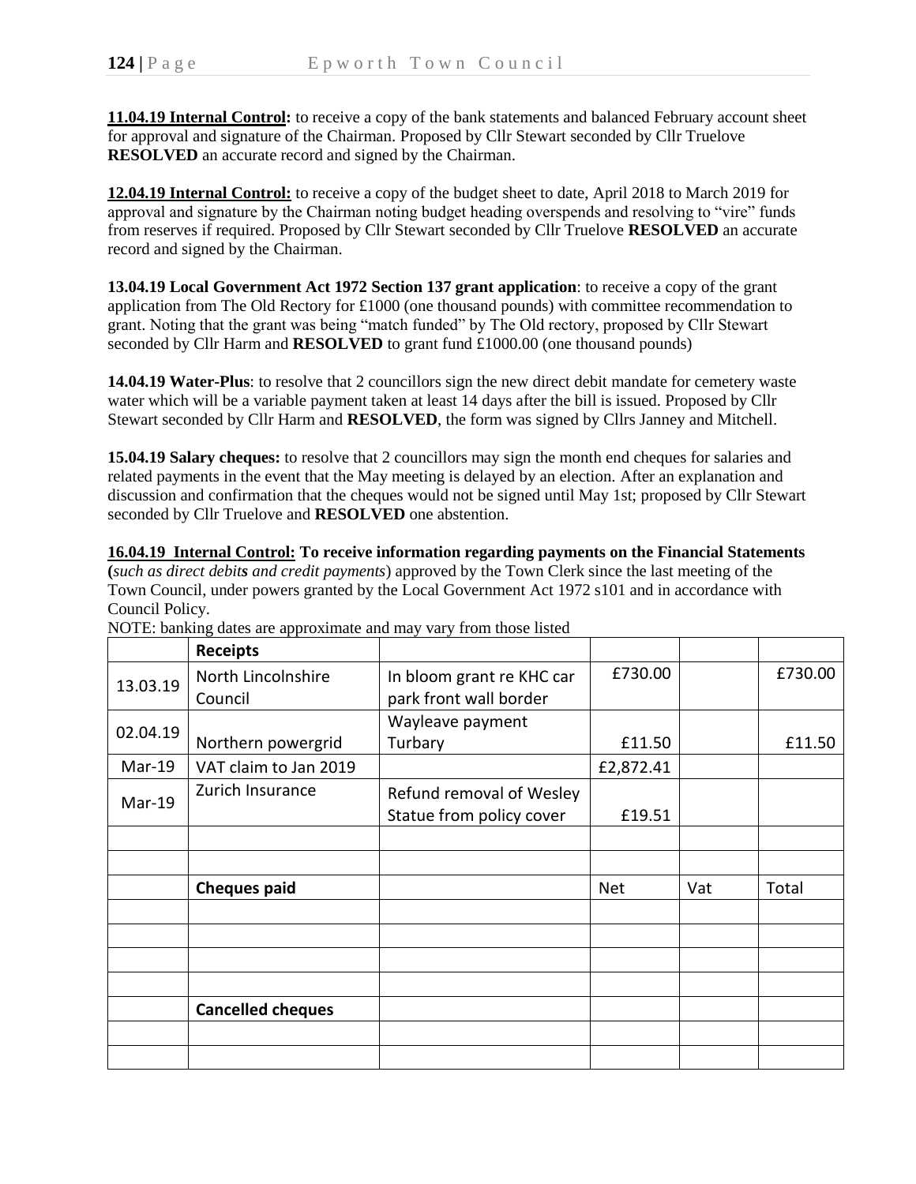**11.04.19 Internal Control:** to receive a copy of the bank statements and balanced February account sheet for approval and signature of the Chairman. Proposed by Cllr Stewart seconded by Cllr Truelove **RESOLVED** an accurate record and signed by the Chairman.

**12.04.19 Internal Control:** to receive a copy of the budget sheet to date, April 2018 to March 2019 for approval and signature by the Chairman noting budget heading overspends and resolving to "vire" funds from reserves if required. Proposed by Cllr Stewart seconded by Cllr Truelove **RESOLVED** an accurate record and signed by the Chairman.

**13.04.19 Local Government Act 1972 Section 137 grant application**: to receive a copy of the grant application from The Old Rectory for £1000 (one thousand pounds) with committee recommendation to grant. Noting that the grant was being "match funded" by The Old rectory, proposed by Cllr Stewart seconded by Cllr Harm and **RESOLVED** to grant fund £1000.00 (one thousand pounds)

**14.04.19 Water-Plus**: to resolve that 2 councillors sign the new direct debit mandate for cemetery waste water which will be a variable payment taken at least 14 days after the bill is issued. Proposed by Cllr Stewart seconded by Cllr Harm and **RESOLVED**, the form was signed by Cllrs Janney and Mitchell.

**15.04.19 Salary cheques:** to resolve that 2 councillors may sign the month end cheques for salaries and related payments in the event that the May meeting is delayed by an election. After an explanation and discussion and confirmation that the cheques would not be signed until May 1st; proposed by Cllr Stewart seconded by Cllr Truelove and **RESOLVED** one abstention.

**16.04.19 Internal Control: To receive information regarding payments on the Financial Statements (***such as direct debits and credit payments*) approved by the Town Clerk since the last meeting of the Town Council, under powers granted by the Local Government Act 1972 s101 and in accordance with Council Policy.

NOTE: banking dates are approximate and may vary from those listed

| | **Receipts** | | | | |
|---|---|---|---|---|---|
| 13.03.19 | North Lincolnshire Council | In bloom grant re KHC car park front wall border | £730.00 | | £730.00 |
| 02.04.19 | Northern powergrid | Wayleave payment Turbary | £11.50 | | £11.50 |
| Mar-19 | VAT claim to Jan 2019 | | £2,872.41 | | |
| Mar-19 | Zurich Insurance | Refund removal of Wesley Statue from policy cover | £19.51 | | |
| | | | | | |
| | | | | | |
| | **Cheques paid** | | Net | Vat | Total |
| | | | | | |
| | | | | | |
| | | | | | |
| | | | | | |
| | **Cancelled cheques** | | | | |
| | | | | | |
| | | | | | |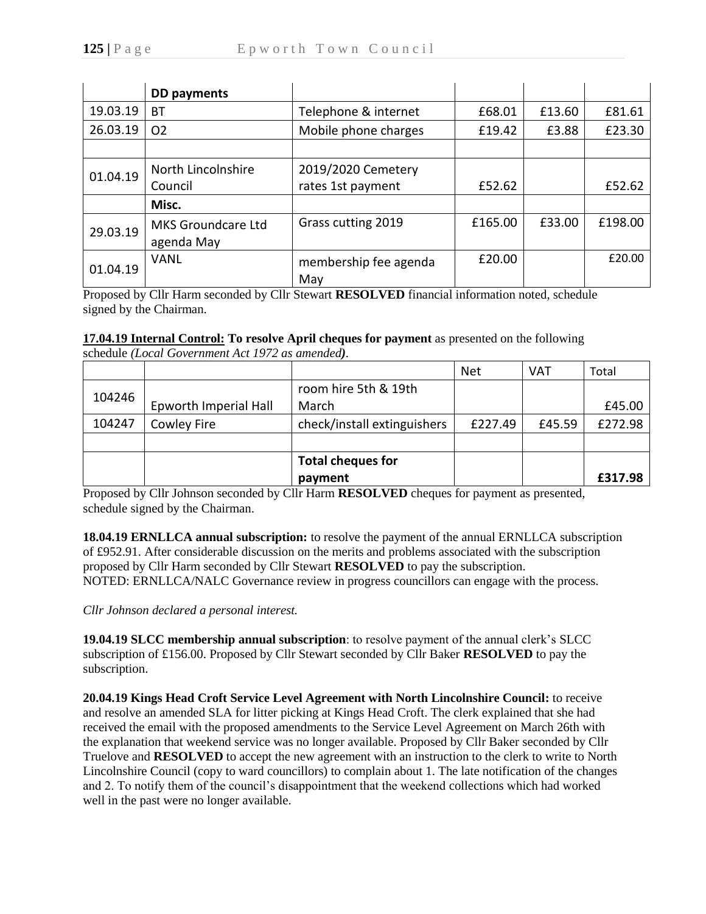| | DD payments | | | | |
|---|---|---|---|---|---|
| 19.03.19 | BT | Telephone & internet | £68.01 | £13.60 | £81.61 |
| 26.03.19 | O2 | Mobile phone charges | £19.42 | £3.88 | £23.30 |
| | | | | | |
| 01.04.19 | North Lincolnshire Council | 2019/2020 Cemetery rates 1st payment | £52.62 | | £52.62 |
| | **Misc.** | | | | |
| 29.03.19 | MKS Groundcare Ltd agenda May | Grass cutting 2019 | £165.00 | £33.00 | £198.00 |
| 01.04.19 | VANL | membership fee agenda May | £20.00 | | £20.00 |

Proposed by Cllr Harm seconded by Cllr Stewart **RESOLVED** financial information noted, schedule signed by the Chairman.

**17.04.19 Internal Control: To resolve April cheques for payment** as presented on the following schedule *(Local Government Act 1972 as amended)*.

| | | | Net | VAT | Total |
|---|---|---|---|---|---|
| 104246 | Epworth Imperial Hall | room hire 5th & 19th March | | | £45.00 |
| 104247 | Cowley Fire | check/install extinguishers | £227.49 | £45.59 | £272.98 |
| | | | | | |
| | | **Total cheques for payment** | | | **£317.98** |

Proposed by Cllr Johnson seconded by Cllr Harm **RESOLVED** cheques for payment as presented, schedule signed by the Chairman.

**18.04.19 ERNLLCA annual subscription:** to resolve the payment of the annual ERNLLCA subscription of £952.91. After considerable discussion on the merits and problems associated with the subscription proposed by Cllr Harm seconded by Cllr Stewart **RESOLVED** to pay the subscription.
NOTED: ERNLLCA/NALC Governance review in progress councillors can engage with the process.

*Cllr Johnson declared a personal interest.*

**19.04.19 SLCC membership annual subscription**: to resolve payment of the annual clerk's SLCC subscription of £156.00. Proposed by Cllr Stewart seconded by Cllr Baker **RESOLVED** to pay the subscription.

**20.04.19 Kings Head Croft Service Level Agreement with North Lincolnshire Council:** to receive and resolve an amended SLA for litter picking at Kings Head Croft. The clerk explained that she had received the email with the proposed amendments to the Service Level Agreement on March 26th with the explanation that weekend service was no longer available. Proposed by Cllr Baker seconded by Cllr Truelove and **RESOLVED** to accept the new agreement with an instruction to the clerk to write to North Lincolnshire Council (copy to ward councillors) to complain about 1. The late notification of the changes and 2. To notify them of the council's disappointment that the weekend collections which had worked well in the past were no longer available.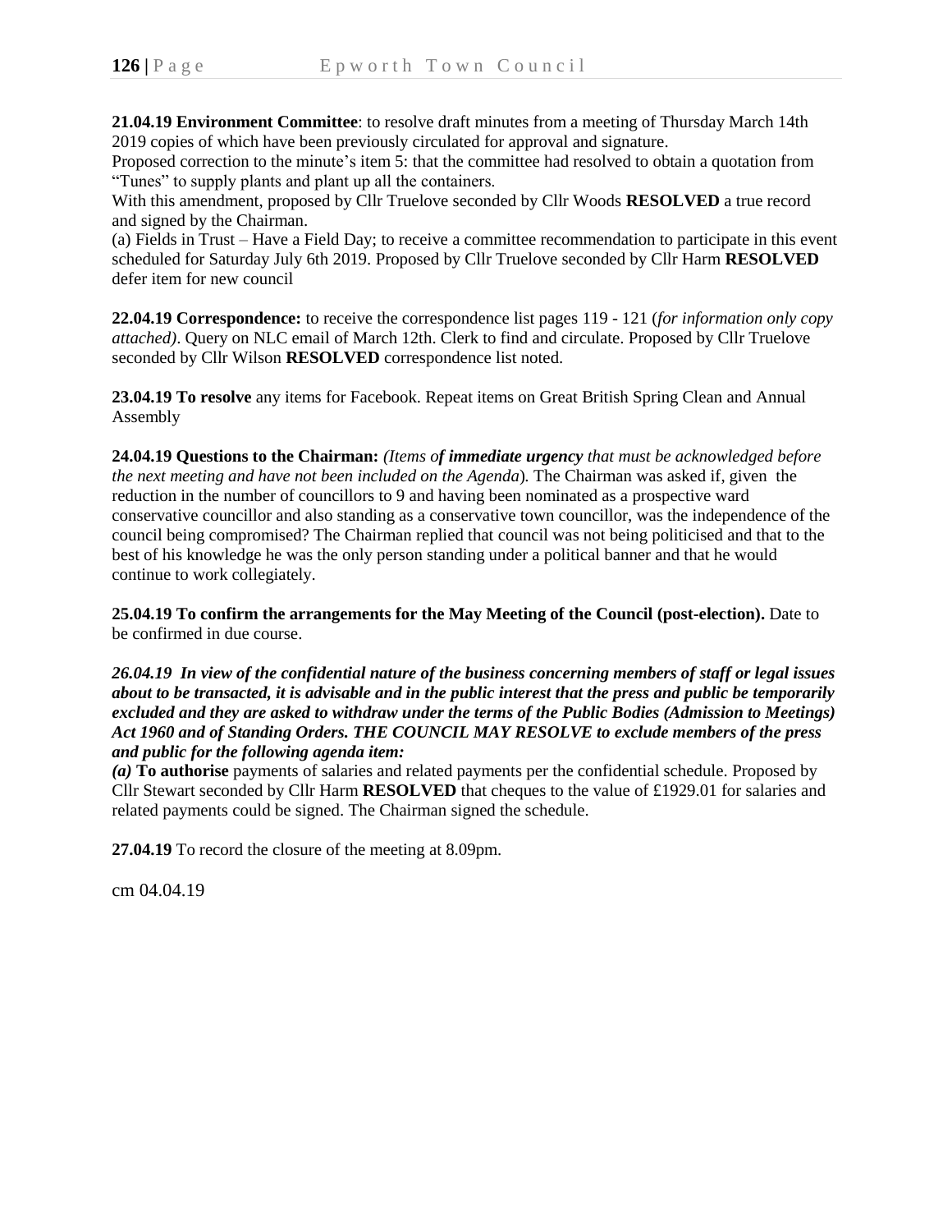**21.04.19 Environment Committee**: to resolve draft minutes from a meeting of Thursday March 14th 2019 copies of which have been previously circulated for approval and signature.
Proposed correction to the minute's item 5: that the committee had resolved to obtain a quotation from "Tunes" to supply plants and plant up all the containers.
With this amendment, proposed by Cllr Truelove seconded by Cllr Woods **RESOLVED** a true record and signed by the Chairman.
(a) Fields in Trust – Have a Field Day; to receive a committee recommendation to participate in this event scheduled for Saturday July 6th 2019. Proposed by Cllr Truelove seconded by Cllr Harm **RESOLVED** defer item for new council

**22.04.19 Correspondence:** to receive the correspondence list pages 119 - 121 (*for information only copy attached)*. Query on NLC email of March 12th. Clerk to find and circulate. Proposed by Cllr Truelove seconded by Cllr Wilson **RESOLVED** correspondence list noted.

**23.04.19 To resolve** any items for Facebook. Repeat items on Great British Spring Clean and Annual Assembly

**24.04.19 Questions to the Chairman:** *(Items o**f immediate urgency** that must be acknowledged before the next meeting and have not been included on the Agenda*)*.* The Chairman was asked if, given the reduction in the number of councillors to 9 and having been nominated as a prospective ward conservative councillor and also standing as a conservative town councillor, was the independence of the council being compromised? The Chairman replied that council was not being politicised and that to the best of his knowledge he was the only person standing under a political banner and that he would continue to work collegiately.

**25.04.19 To confirm the arrangements for the May Meeting of the Council (post-election).** Date to be confirmed in due course.

***26.04.19 In view of the confidential nature of the business concerning members of staff or legal issues about to be transacted, it is advisable and in the public interest that the press and public be temporarily excluded and they are asked to withdraw under the terms of the Public Bodies (Admission to Meetings) Act 1960 and of Standing Orders. THE COUNCIL MAY RESOLVE to exclude members of the press and public for the following agenda item:***

***(a)*** **To authorise** payments of salaries and related payments per the confidential schedule. Proposed by Cllr Stewart seconded by Cllr Harm **RESOLVED** that cheques to the value of £1929.01 for salaries and related payments could be signed. The Chairman signed the schedule.

**27.04.19** To record the closure of the meeting at 8.09pm.

cm 04.04.19